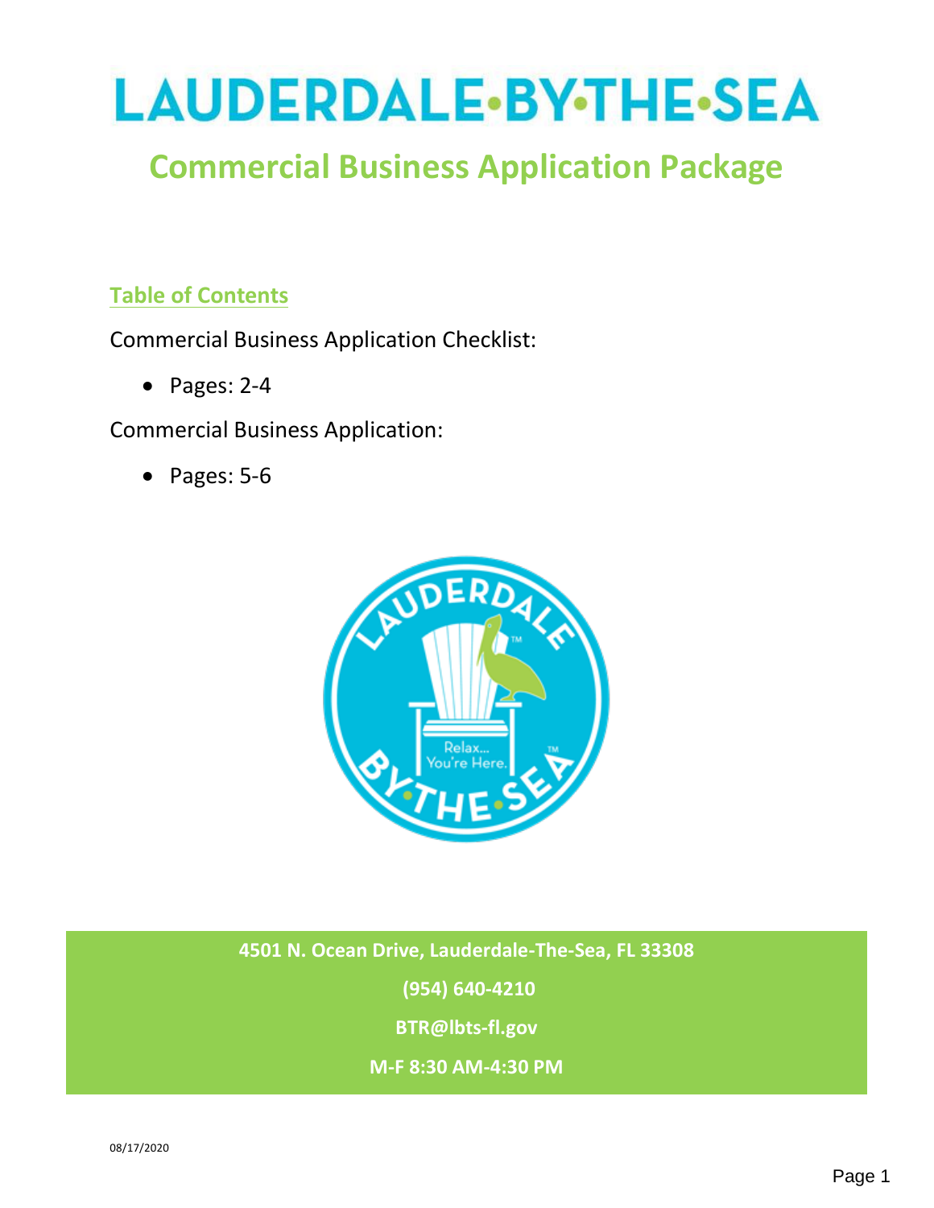# LAUDERDALE·BY·THE·SEA

## Commercial Business Application Package

### Table of Contents

Commercial Business Application Checklist:

- Pages: 2-4

Commercial Business Application:

- Pages: 5-6

**4501 N. Ocean Drive, Lauderdale-The-Sea, FL 33308**

**(954) 640-4210**

**BTR@lbts-fl.gov**

**M-F 8:30 AM-4:30 PM**

08/17/2020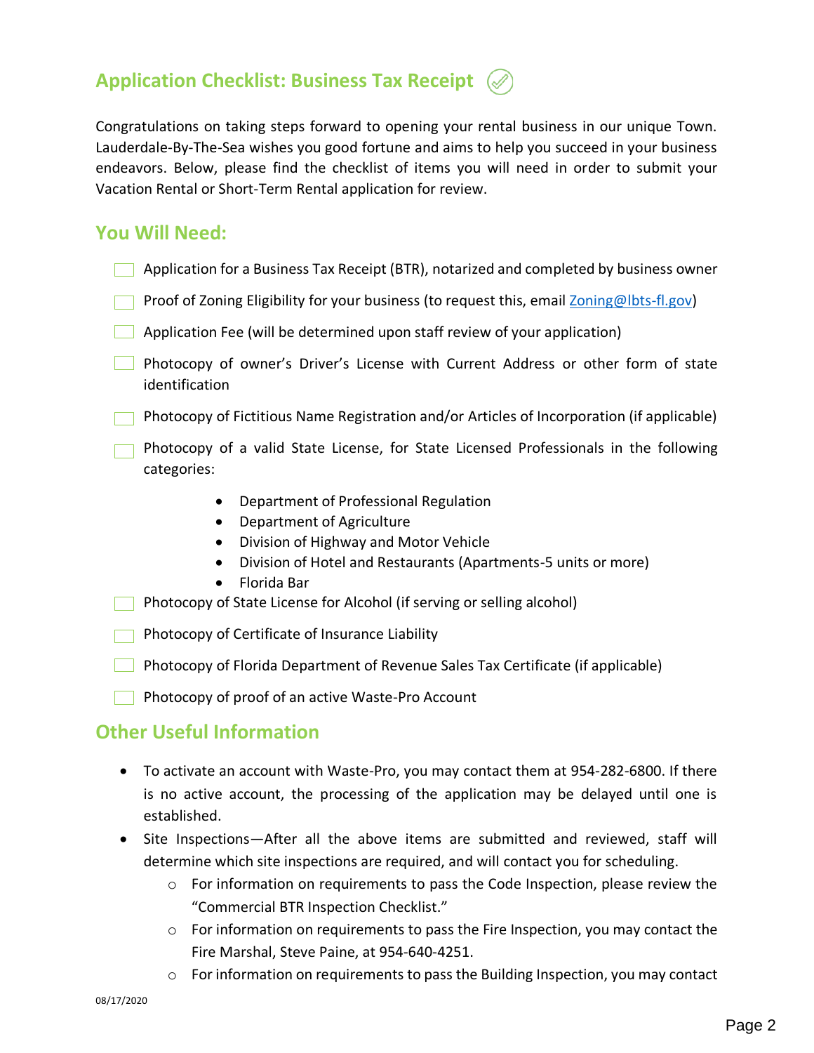## Application Checklist: Business Tax Receipt

Congratulations on taking steps forward to opening your rental business in our unique Town. Lauderdale-By-The-Sea wishes you good fortune and aims to help you succeed in your business endeavors. Below, please find the checklist of items you will need in order to submit your Vacation Rental or Short-Term Rental application for review.

## You Will Need:

- [ ] Application for a Business Tax Receipt (BTR), notarized and completed by business owner
- [ ] Proof of Zoning Eligibility for your business (to request this, email [Zoning@lbts-fl.gov](mailto:Zoning@lbts-fl.gov))
- [ ] Application Fee (will be determined upon staff review of your application)
- [ ] Photocopy of owner's Driver's License with Current Address or other form of state identification
- [ ] Photocopy of Fictitious Name Registration and/or Articles of Incorporation (if applicable)
- [ ] Photocopy of a valid State License, for State Licensed Professionals in the following categories:
    - Department of Professional Regulation
    - Department of Agriculture
    - Division of Highway and Motor Vehicle
    - Division of Hotel and Restaurants (Apartments-5 units or more)
    - Florida Bar
- [ ] Photocopy of State License for Alcohol (if serving or selling alcohol)
- [ ] Photocopy of Certificate of Insurance Liability
- [ ] Photocopy of Florida Department of Revenue Sales Tax Certificate (if applicable)
- [ ] Photocopy of proof of an active Waste-Pro Account

## Other Useful Information

- To activate an account with Waste-Pro, you may contact them at 954-282-6800. If there is no active account, the processing of the application may be delayed until one is established.
- Site Inspections—After all the above items are submitted and reviewed, staff will determine which site inspections are required, and will contact you for scheduling.
    - For information on requirements to pass the Code Inspection, please review the "Commercial BTR Inspection Checklist."
    - For information on requirements to pass the Fire Inspection, you may contact the Fire Marshal, Steve Paine, at 954-640-4251.
    - For information on requirements to pass the Building Inspection, you may contact

08/17/2020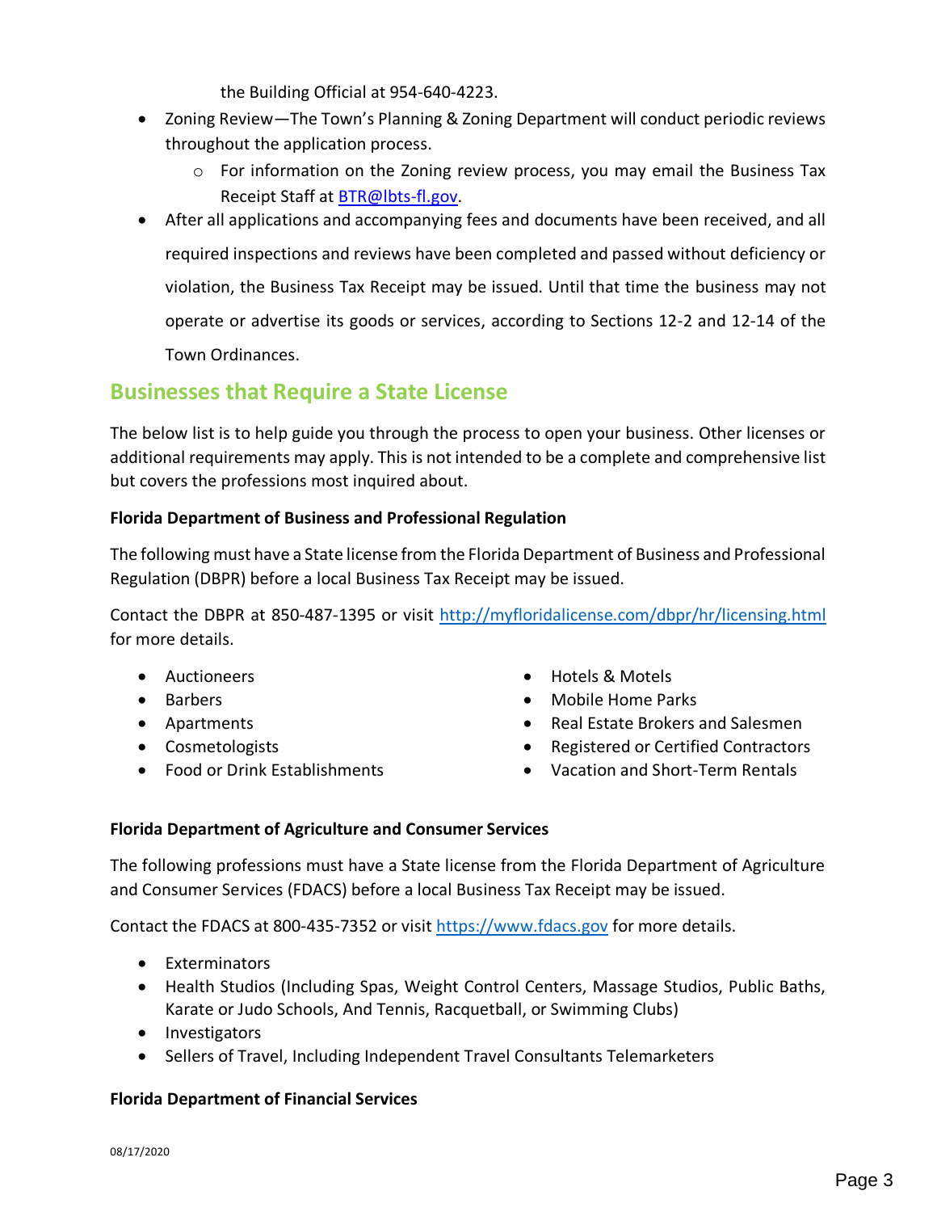the Building Official at 954-640-4223.

- Zoning Review—The Town's Planning & Zoning Department will conduct periodic reviews throughout the application process.
  - For information on the Zoning review process, you may email the Business Tax Receipt Staff at [BTR@lbts-fl.gov](mailto:BTR@lbts-fl.gov).
- After all applications and accompanying fees and documents have been received, and all required inspections and reviews have been completed and passed without deficiency or violation, the Business Tax Receipt may be issued. Until that time the business may not operate or advertise its goods or services, according to Sections 12-2 and 12-14 of the Town Ordinances.

## Businesses that Require a State License

The below list is to help guide you through the process to open your business. Other licenses or additional requirements may apply. This is not intended to be a complete and comprehensive list but covers the professions most inquired about.

**Florida Department of Business and Professional Regulation**

The following must have a State license from the Florida Department of Business and Professional Regulation (DBPR) before a local Business Tax Receipt may be issued.

Contact the DBPR at 850-487-1395 or visit [http://myfloridalicense.com/dbpr/hr/licensing.html](http://myfloridalicense.com/dbpr/hr/licensing.html) for more details.

- Auctioneers
- Barbers
- Apartments
- Cosmetologists
- Food or Drink Establishments
- Hotels & Motels
- Mobile Home Parks
- Real Estate Brokers and Salesmen
- Registered or Certified Contractors
- Vacation and Short-Term Rentals

**Florida Department of Agriculture and Consumer Services**

The following professions must have a State license from the Florida Department of Agriculture and Consumer Services (FDACS) before a local Business Tax Receipt may be issued.

Contact the FDACS at 800-435-7352 or visit [https://www.fdacs.gov](https://www.fdacs.gov) for more details.

- Exterminators
- Health Studios (Including Spas, Weight Control Centers, Massage Studios, Public Baths, Karate or Judo Schools, And Tennis, Racquetball, or Swimming Clubs)
- Investigators
- Sellers of Travel, Including Independent Travel Consultants Telemarketers

**Florida Department of Financial Services**

08/17/2020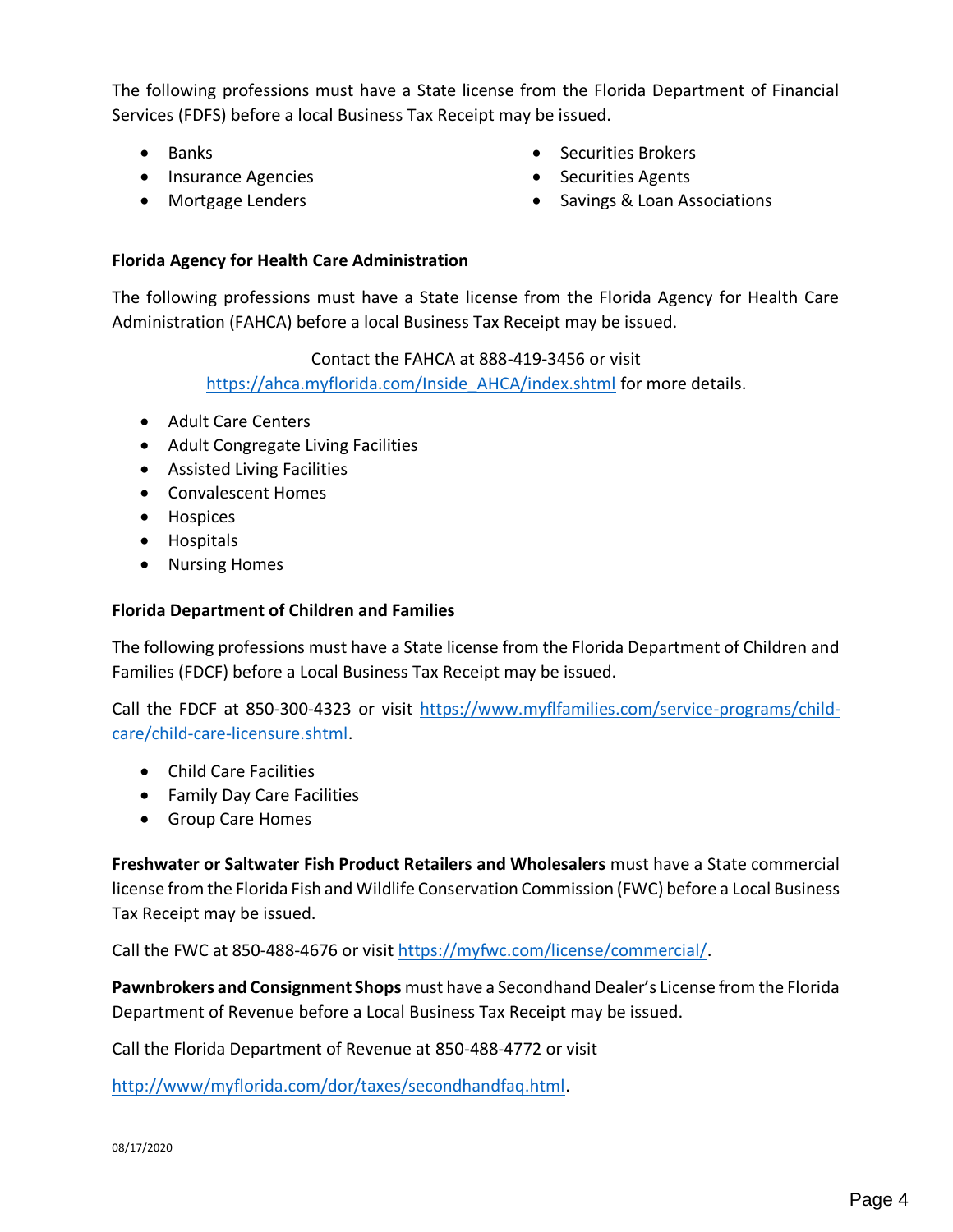The following professions must have a State license from the Florida Department of Financial Services (FDFS) before a local Business Tax Receipt may be issued.

- Banks
- Insurance Agencies
- Mortgage Lenders
- Securities Brokers
- Securities Agents
- Savings & Loan Associations

**Florida Agency for Health Care Administration**

The following professions must have a State license from the Florida Agency for Health Care Administration (FAHCA) before a local Business Tax Receipt may be issued.

Contact the FAHCA at 888-419-3456 or visit [https://ahca.myflorida.com/Inside_AHCA/index.shtml](https://ahca.myflorida.com/Inside_AHCA/index.shtml) for more details.

- Adult Care Centers
- Adult Congregate Living Facilities
- Assisted Living Facilities
- Convalescent Homes
- Hospices
- Hospitals
- Nursing Homes

**Florida Department of Children and Families**

The following professions must have a State license from the Florida Department of Children and Families (FDCF) before a Local Business Tax Receipt may be issued.

Call the FDCF at 850-300-4323 or visit [https://www.myflfamilies.com/service-programs/child-care/child-care-licensure.shtml](https://www.myflfamilies.com/service-programs/child-care/child-care-licensure.shtml).

- Child Care Facilities
- Family Day Care Facilities
- Group Care Homes

**Freshwater or Saltwater Fish Product Retailers and Wholesalers** must have a State commercial license from the Florida Fish and Wildlife Conservation Commission (FWC) before a Local Business Tax Receipt may be issued.

Call the FWC at 850-488-4676 or visit [https://myfwc.com/license/commercial/](https://myfwc.com/license/commercial/).

**Pawnbrokers and Consignment Shops** must have a Secondhand Dealer's License from the Florida Department of Revenue before a Local Business Tax Receipt may be issued.

Call the Florida Department of Revenue at 850-488-4772 or visit

[http://www/myflorida.com/dor/taxes/secondhandfaq.html](http://www/myflorida.com/dor/taxes/secondhandfaq.html).

08/17/2020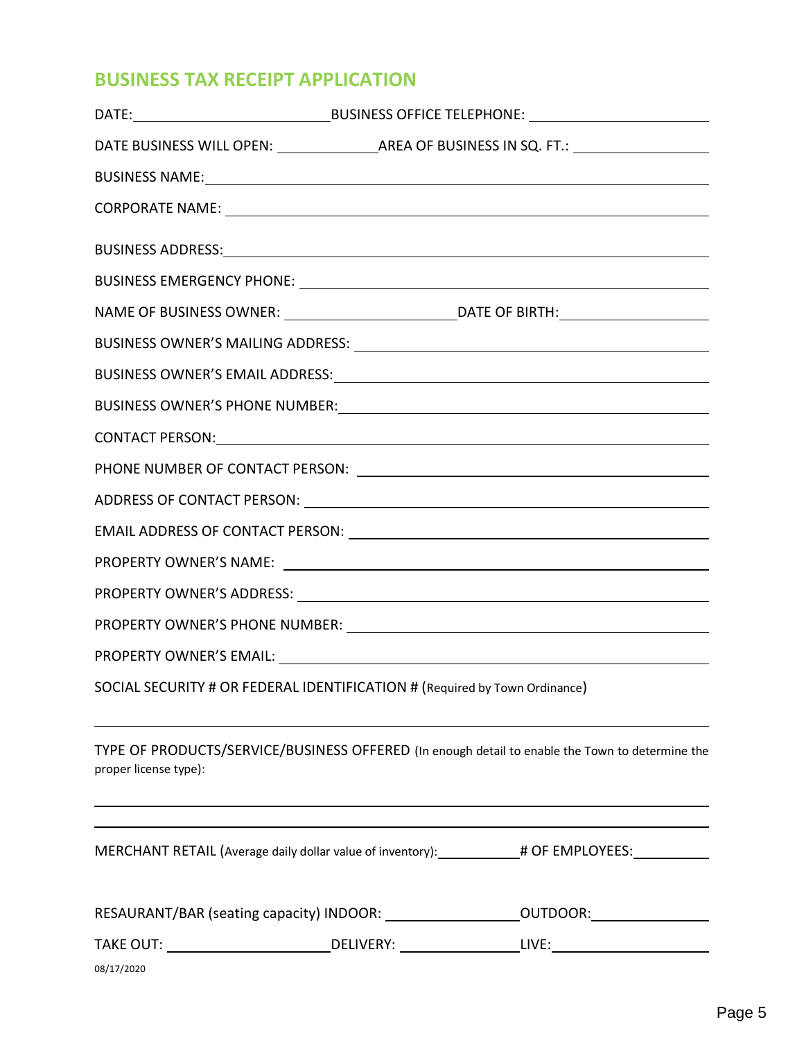## BUSINESS TAX RECEIPT APPLICATION

DATE: ____________________ BUSINESS OFFICE TELEPHONE: ____________________

DATE BUSINESS WILL OPEN: ____________ AREA OF BUSINESS IN SQ. FT.: ____________

BUSINESS NAME: ________________________________________

CORPORATE NAME: ________________________________________

BUSINESS ADDRESS: ________________________________________

BUSINESS EMERGENCY PHONE: ________________________________________

NAME OF BUSINESS OWNER: ____________________ DATE OF BIRTH: ____________________

BUSINESS OWNER'S MAILING ADDRESS: ________________________________________

BUSINESS OWNER'S EMAIL ADDRESS: ________________________________________

BUSINESS OWNER'S PHONE NUMBER: ________________________________________

CONTACT PERSON: ________________________________________

PHONE NUMBER OF CONTACT PERSON: ________________________________________

ADDRESS OF CONTACT PERSON: ________________________________________

EMAIL ADDRESS OF CONTACT PERSON: ________________________________________

PROPERTY OWNER'S NAME: ________________________________________

PROPERTY OWNER'S ADDRESS: ________________________________________

PROPERTY OWNER'S PHONE NUMBER: ________________________________________

PROPERTY OWNER'S EMAIL: ________________________________________

SOCIAL SECURITY # OR FEDERAL IDENTIFICATION # (Required by Town Ordinance)

________________________________________

TYPE OF PRODUCTS/SERVICE/BUSINESS OFFERED (In enough detail to enable the Town to determine the proper license type):

________________________________________

________________________________________

MERCHANT RETAIL (Average daily dollar value of inventory): __________ # OF EMPLOYEES: __________

RESAURANT/BAR (seating capacity) INDOOR: ____________ OUTDOOR: ____________

TAKE OUT: ____________ DELIVERY: ____________ LIVE: ____________

08/17/2020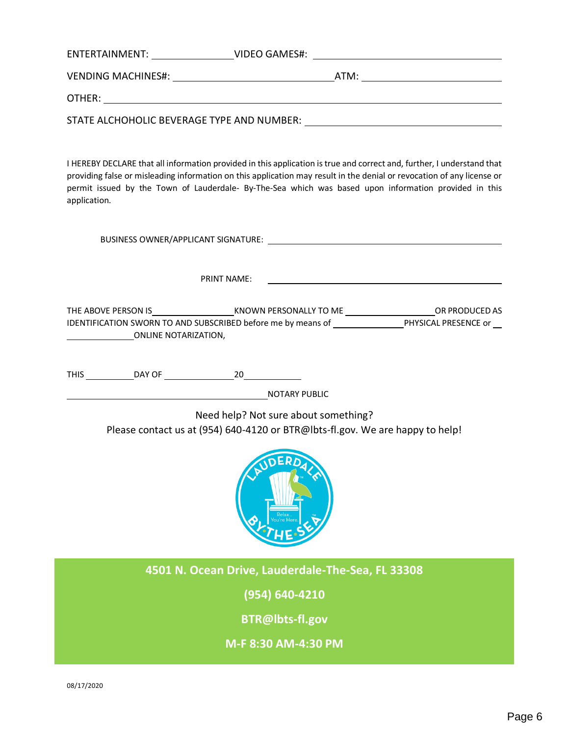ENTERTAINMENT: ______________ VIDEO GAMES#: ______________________________

VENDING MACHINES#: __________________________ ATM: ______________________

OTHER: ______________________________________________________________

STATE ALCHOHOLIC BEVERAGE TYPE AND NUMBER: __________________________

I HEREBY DECLARE that all information provided in this application is true and correct and, further, I understand that providing false or misleading information on this application may result in the denial or revocation of any license or permit issued by the Town of Lauderdale- By-The-Sea which was based upon information provided in this application.

BUSINESS OWNER/APPLICANT SIGNATURE: ______________________________________

PRINT NAME: ______________________________________

THE ABOVE PERSON IS ______________ KNOWN PERSONALLY TO ME ________________ OR PRODUCED AS IDENTIFICATION SWORN TO AND SUBSCRIBED before me by means of ____________ PHYSICAL PRESENCE or ____________ ONLINE NOTARIZATION,

THIS __________ DAY OF ______________ 20 __________

______________________________________ NOTARY PUBLIC

Need help? Not sure about something?
Please contact us at (954) 640-4120 or BTR@lbts-fl.gov. We are happy to help!

**4501 N. Ocean Drive, Lauderdale-The-Sea, FL 33308**

**(954) 640-4210**

**BTR@lbts-fl.gov**

**M-F 8:30 AM-4:30 PM**

08/17/2020